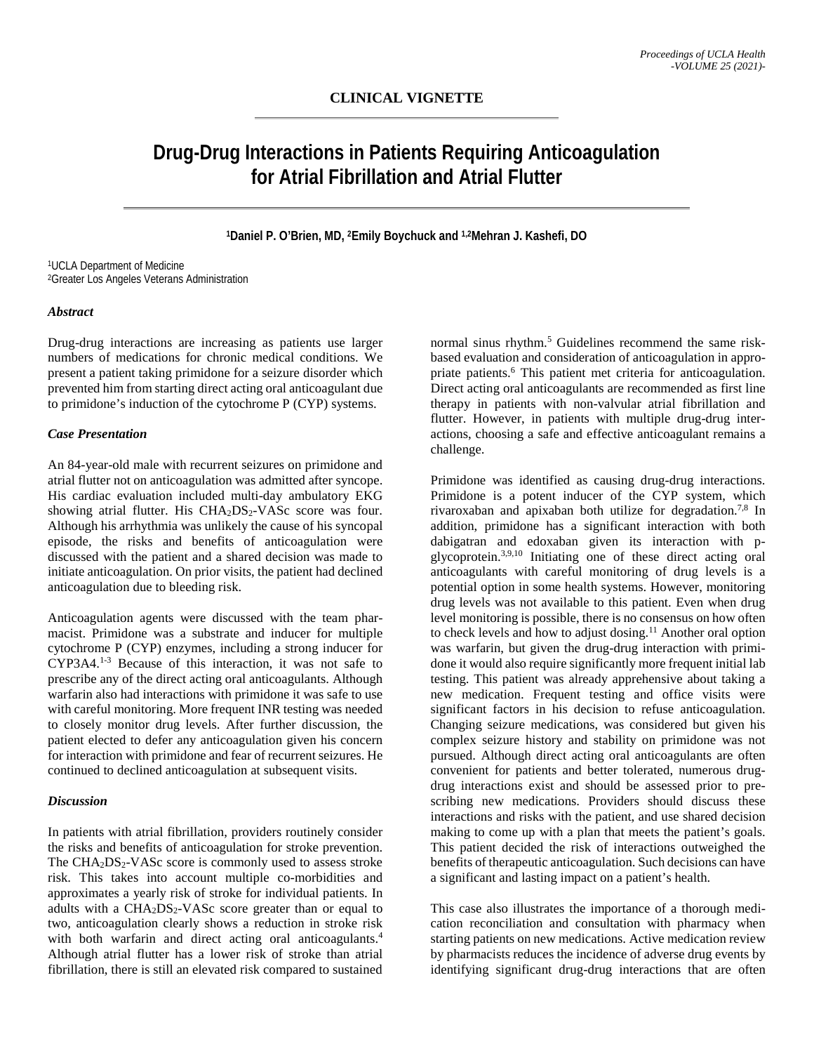**CLINICAL VIGNETTE**

# Drug-Drug Interactions in Patients Requiring Anticoagulation for Atrial Fibrillation and Atrial Flutter

**[1]Daniel P. O'Brien, MD, [2]Emily Boychuck and [1,2]Mehran J. Kashefi, DO**

[1]UCLA Department of Medicine
[2]Greater Los Angeles Veterans Administration

### *Abstract*

Drug-drug interactions are increasing as patients use larger numbers of medications for chronic medical conditions. We present a patient taking primidone for a seizure disorder which prevented him from starting direct acting oral anticoagulant due to primidone's induction of the cytochrome P (CYP) systems.

### *Case Presentation*

An 84-year-old male with recurrent seizures on primidone and atrial flutter not on anticoagulation was admitted after syncope. His cardiac evaluation included multi-day ambulatory EKG showing atrial flutter. His $CHA_2DS_2$-VASc score was four. Although his arrhythmia was unlikely the cause of his syncopal episode, the risks and benefits of anticoagulation were discussed with the patient and a shared decision was made to initiate anticoagulation. On prior visits, the patient had declined anticoagulation due to bleeding risk.

Anticoagulation agents were discussed with the team pharmacist. Primidone was a substrate and inducer for multiple cytochrome P (CYP) enzymes, including a strong inducer for CYP3A4.[1-3] Because of this interaction, it was not safe to prescribe any of the direct acting oral anticoagulants. Although warfarin also had interactions with primidone it was safe to use with careful monitoring. More frequent INR testing was needed to closely monitor drug levels. After further discussion, the patient elected to defer any anticoagulation given his concern for interaction with primidone and fear of recurrent seizures. He continued to declined anticoagulation at subsequent visits.

### *Discussion*

In patients with atrial fibrillation, providers routinely consider the risks and benefits of anticoagulation for stroke prevention. The $CHA_2DS_2$-VASc score is commonly used to assess stroke risk. This takes into account multiple co-morbidities and approximates a yearly risk of stroke for individual patients. In adults with a $CHA_2DS_2$-VASc score greater than or equal to two, anticoagulation clearly shows a reduction in stroke risk with both warfarin and direct acting oral anticoagulants.[4] Although atrial flutter has a lower risk of stroke than atrial fibrillation, there is still an elevated risk compared to sustained normal sinus rhythm.[5] Guidelines recommend the same risk-based evaluation and consideration of anticoagulation in appropriate patients.[6] This patient met criteria for anticoagulation. Direct acting oral anticoagulants are recommended as first line therapy in patients with non-valvular atrial fibrillation and flutter. However, in patients with multiple drug-drug interactions, choosing a safe and effective anticoagulant remains a challenge.

Primidone was identified as causing drug-drug interactions. Primidone is a potent inducer of the CYP system, which rivaroxaban and apixaban both utilize for degradation.[7,8] In addition, primidone has a significant interaction with both dabigatran and edoxaban given its interaction with p-glycoprotein.[3,9,10] Initiating one of these direct acting oral anticoagulants with careful monitoring of drug levels is a potential option in some health systems. However, monitoring drug levels was not available to this patient. Even when drug level monitoring is possible, there is no consensus on how often to check levels and how to adjust dosing.[11] Another oral option was warfarin, but given the drug-drug interaction with primidone it would also require significantly more frequent initial lab testing. This patient was already apprehensive about taking a new medication. Frequent testing and office visits were significant factors in his decision to refuse anticoagulation. Changing seizure medications, was considered but given his complex seizure history and stability on primidone was not pursued. Although direct acting oral anticoagulants are often convenient for patients and better tolerated, numerous drug-drug interactions exist and should be assessed prior to prescribing new medications. Providers should discuss these interactions and risks with the patient, and use shared decision making to come up with a plan that meets the patient's goals. This patient decided the risk of interactions outweighed the benefits of therapeutic anticoagulation. Such decisions can have a significant and lasting impact on a patient's health.

This case also illustrates the importance of a thorough medication reconciliation and consultation with pharmacy when starting patients on new medications. Active medication review by pharmacists reduces the incidence of adverse drug events by identifying significant drug-drug interactions that are often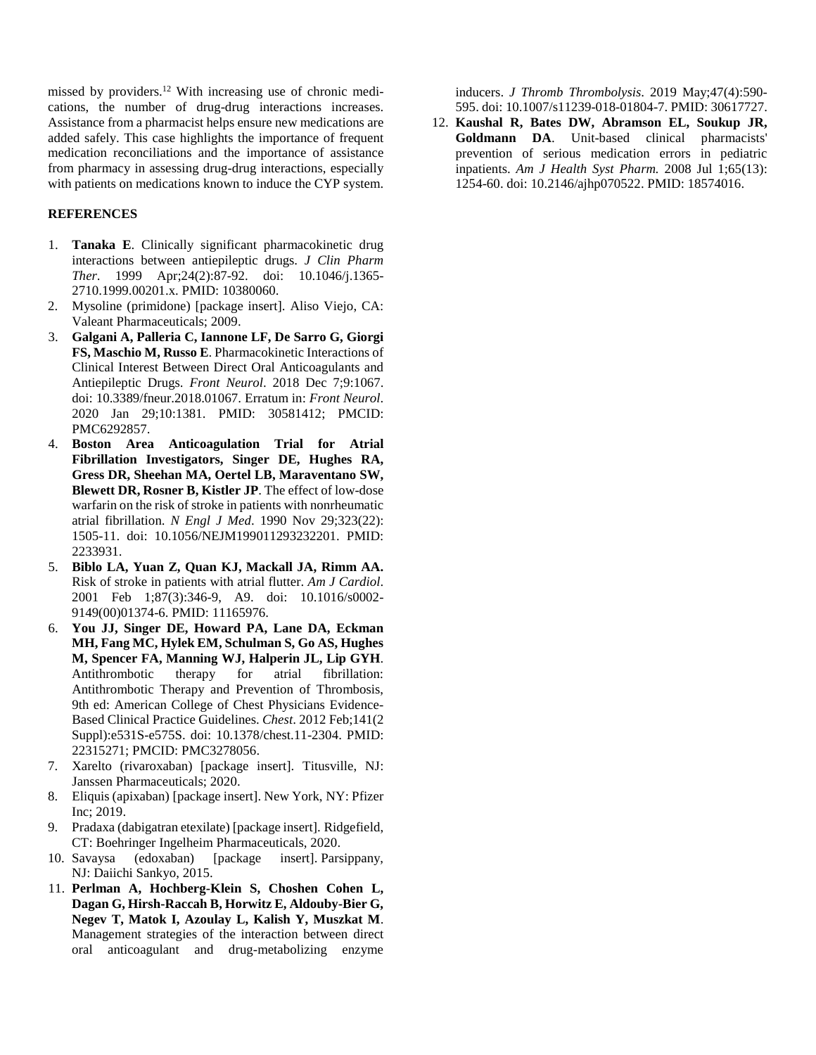missed by providers.[12] With increasing use of chronic medications, the number of drug-drug interactions increases. Assistance from a pharmacist helps ensure new medications are added safely. This case highlights the importance of frequent medication reconciliations and the importance of assistance from pharmacy in assessing drug-drug interactions, especially with patients on medications known to induce the CYP system.

## REFERENCES

1. **Tanaka E**. Clinically significant pharmacokinetic drug interactions between antiepileptic drugs. *J Clin Pharm Ther*. 1999 Apr;24(2):87-92. doi: 10.1046/j.1365-2710.1999.00201.x. PMID: 10380060.
2. Mysoline (primidone) [package insert]. Aliso Viejo, CA: Valeant Pharmaceuticals; 2009.
3. **Galgani A, Palleria C, Iannone LF, De Sarro G, Giorgi FS, Maschio M, Russo E**. Pharmacokinetic Interactions of Clinical Interest Between Direct Oral Anticoagulants and Antiepileptic Drugs. *Front Neurol*. 2018 Dec 7;9:1067. doi: 10.3389/fneur.2018.01067. Erratum in: *Front Neurol*. 2020 Jan 29;10:1381. PMID: 30581412; PMCID: PMC6292857.
4. **Boston Area Anticoagulation Trial for Atrial Fibrillation Investigators, Singer DE, Hughes RA, Gress DR, Sheehan MA, Oertel LB, Maraventano SW, Blewett DR, Rosner B, Kistler JP**. The effect of low-dose warfarin on the risk of stroke in patients with nonrheumatic atrial fibrillation. *N Engl J Med*. 1990 Nov 29;323(22): 1505-11. doi: 10.1056/NEJM199011293232201. PMID: 2233931.
5. **Biblo LA, Yuan Z, Quan KJ, Mackall JA, Rimm AA.** Risk of stroke in patients with atrial flutter. *Am J Cardiol*. 2001 Feb 1;87(3):346-9, A9. doi: 10.1016/s0002-9149(00)01374-6. PMID: 11165976.
6. **You JJ, Singer DE, Howard PA, Lane DA, Eckman MH, Fang MC, Hylek EM, Schulman S, Go AS, Hughes M, Spencer FA, Manning WJ, Halperin JL, Lip GYH**. Antithrombotic therapy for atrial fibrillation: Antithrombotic Therapy and Prevention of Thrombosis, 9th ed: American College of Chest Physicians Evidence-Based Clinical Practice Guidelines. *Chest*. 2012 Feb;141(2 Suppl):e531S-e575S. doi: 10.1378/chest.11-2304. PMID: 22315271; PMCID: PMC3278056.
7. Xarelto (rivaroxaban) [package insert]. Titusville, NJ: Janssen Pharmaceuticals; 2020.
8. Eliquis (apixaban) [package insert]. New York, NY: Pfizer Inc; 2019.
9. Pradaxa (dabigatran etexilate) [package insert]. Ridgefield, CT: Boehringer Ingelheim Pharmaceuticals, 2020.
10. Savaysa (edoxaban) [package insert]. Parsippany, NJ: Daiichi Sankyo, 2015.
11. **Perlman A, Hochberg-Klein S, Choshen Cohen L, Dagan G, Hirsh-Raccah B, Horwitz E, Aldouby-Bier G, Negev T, Matok I, Azoulay L, Kalish Y, Muszkat M**. Management strategies of the interaction between direct oral anticoagulant and drug-metabolizing enzyme inducers. *J Thromb Thrombolysis*. 2019 May;47(4):590-595. doi: 10.1007/s11239-018-01804-7. PMID: 30617727.
12. **Kaushal R, Bates DW, Abramson EL, Soukup JR, Goldmann DA**. Unit-based clinical pharmacists' prevention of serious medication errors in pediatric inpatients. *Am J Health Syst Pharm.* 2008 Jul 1;65(13): 1254-60. doi: 10.2146/ajhp070522. PMID: 18574016.